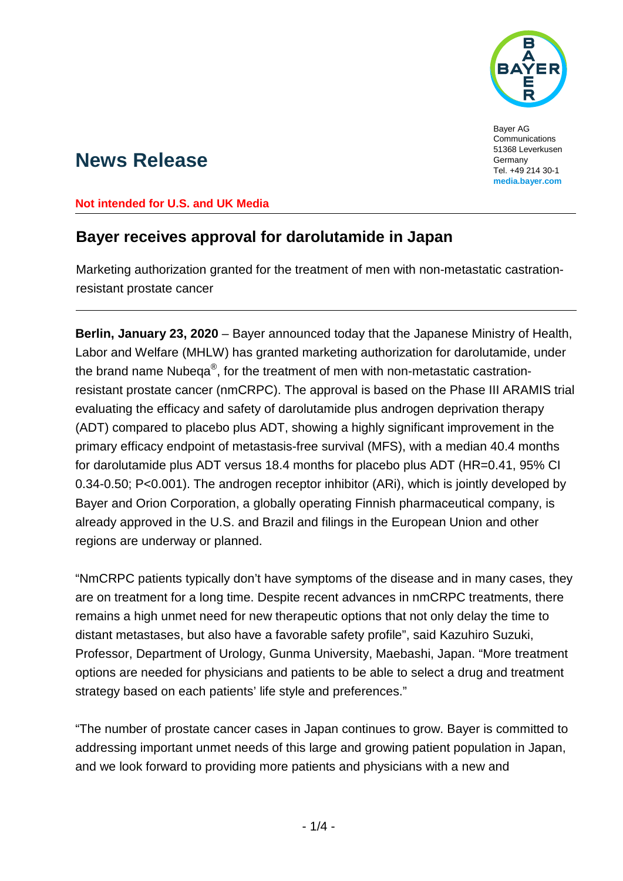Bayer AG
Communications
51368 Leverkusen
Germany
Tel. +49 214 30-1
**media.bayer.com**

# News Release

**Not intended for U.S. and UK Media**

## Bayer receives approval for darolutamide in Japan

Marketing authorization granted for the treatment of men with non-metastatic castration-resistant prostate cancer

**Berlin, January 23, 2020** – Bayer announced today that the Japanese Ministry of Health, Labor and Welfare (MHLW) has granted marketing authorization for darolutamide, under the brand name Nubeqa®, for the treatment of men with non-metastatic castration-resistant prostate cancer (nmCRPC). The approval is based on the Phase III ARAMIS trial evaluating the efficacy and safety of darolutamide plus androgen deprivation therapy (ADT) compared to placebo plus ADT, showing a highly significant improvement in the primary efficacy endpoint of metastasis-free survival (MFS), with a median 40.4 months for darolutamide plus ADT versus 18.4 months for placebo plus ADT (HR=0.41, 95% CI 0.34-0.50; P<0.001). The androgen receptor inhibitor (ARi), which is jointly developed by Bayer and Orion Corporation, a globally operating Finnish pharmaceutical company, is already approved in the U.S. and Brazil and filings in the European Union and other regions are underway or planned.

"NmCRPC patients typically don't have symptoms of the disease and in many cases, they are on treatment for a long time. Despite recent advances in nmCRPC treatments, there remains a high unmet need for new therapeutic options that not only delay the time to distant metastases, but also have a favorable safety profile", said Kazuhiro Suzuki, Professor, Department of Urology, Gunma University, Maebashi, Japan. "More treatment options are needed for physicians and patients to be able to select a drug and treatment strategy based on each patients' life style and preferences."

"The number of prostate cancer cases in Japan continues to grow. Bayer is committed to addressing important unmet needs of this large and growing patient population in Japan, and we look forward to providing more patients and physicians with a new and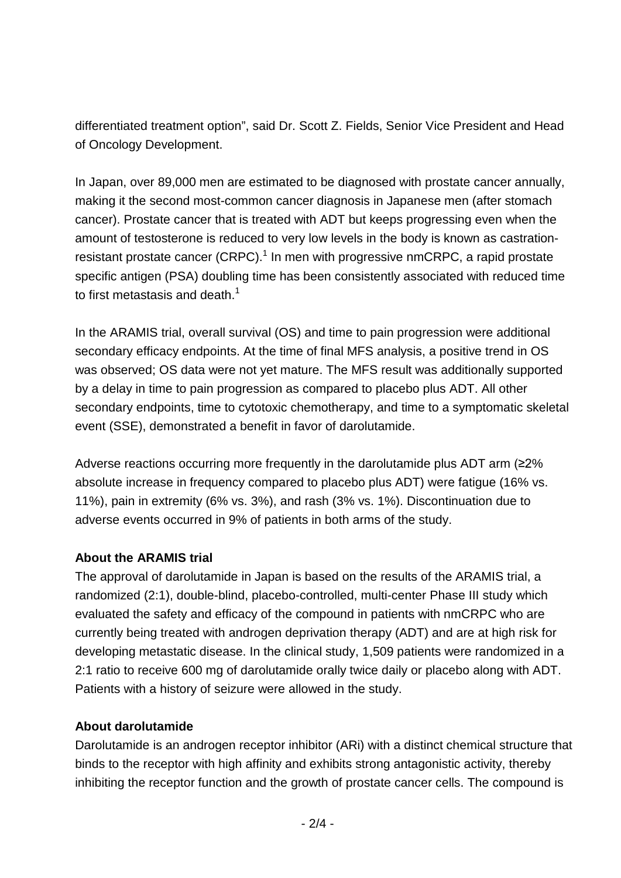differentiated treatment option", said Dr. Scott Z. Fields, Senior Vice President and Head of Oncology Development.

In Japan, over 89,000 men are estimated to be diagnosed with prostate cancer annually, making it the second most-common cancer diagnosis in Japanese men (after stomach cancer). Prostate cancer that is treated with ADT but keeps progressing even when the amount of testosterone is reduced to very low levels in the body is known as castration-resistant prostate cancer (CRPC).[1] In men with progressive nmCRPC, a rapid prostate specific antigen (PSA) doubling time has been consistently associated with reduced time to first metastasis and death.[1]

In the ARAMIS trial, overall survival (OS) and time to pain progression were additional secondary efficacy endpoints. At the time of final MFS analysis, a positive trend in OS was observed; OS data were not yet mature. The MFS result was additionally supported by a delay in time to pain progression as compared to placebo plus ADT. All other secondary endpoints, time to cytotoxic chemotherapy, and time to a symptomatic skeletal event (SSE), demonstrated a benefit in favor of darolutamide.

Adverse reactions occurring more frequently in the darolutamide plus ADT arm (≥2% absolute increase in frequency compared to placebo plus ADT) were fatigue (16% vs. 11%), pain in extremity (6% vs. 3%), and rash (3% vs. 1%). Discontinuation due to adverse events occurred in 9% of patients in both arms of the study.

**About the ARAMIS trial**

The approval of darolutamide in Japan is based on the results of the ARAMIS trial, a randomized (2:1), double-blind, placebo-controlled, multi-center Phase III study which evaluated the safety and efficacy of the compound in patients with nmCRPC who are currently being treated with androgen deprivation therapy (ADT) and are at high risk for developing metastatic disease. In the clinical study, 1,509 patients were randomized in a 2:1 ratio to receive 600 mg of darolutamide orally twice daily or placebo along with ADT. Patients with a history of seizure were allowed in the study.

**About darolutamide**

Darolutamide is an androgen receptor inhibitor (ARi) with a distinct chemical structure that binds to the receptor with high affinity and exhibits strong antagonistic activity, thereby inhibiting the receptor function and the growth of prostate cancer cells. The compound is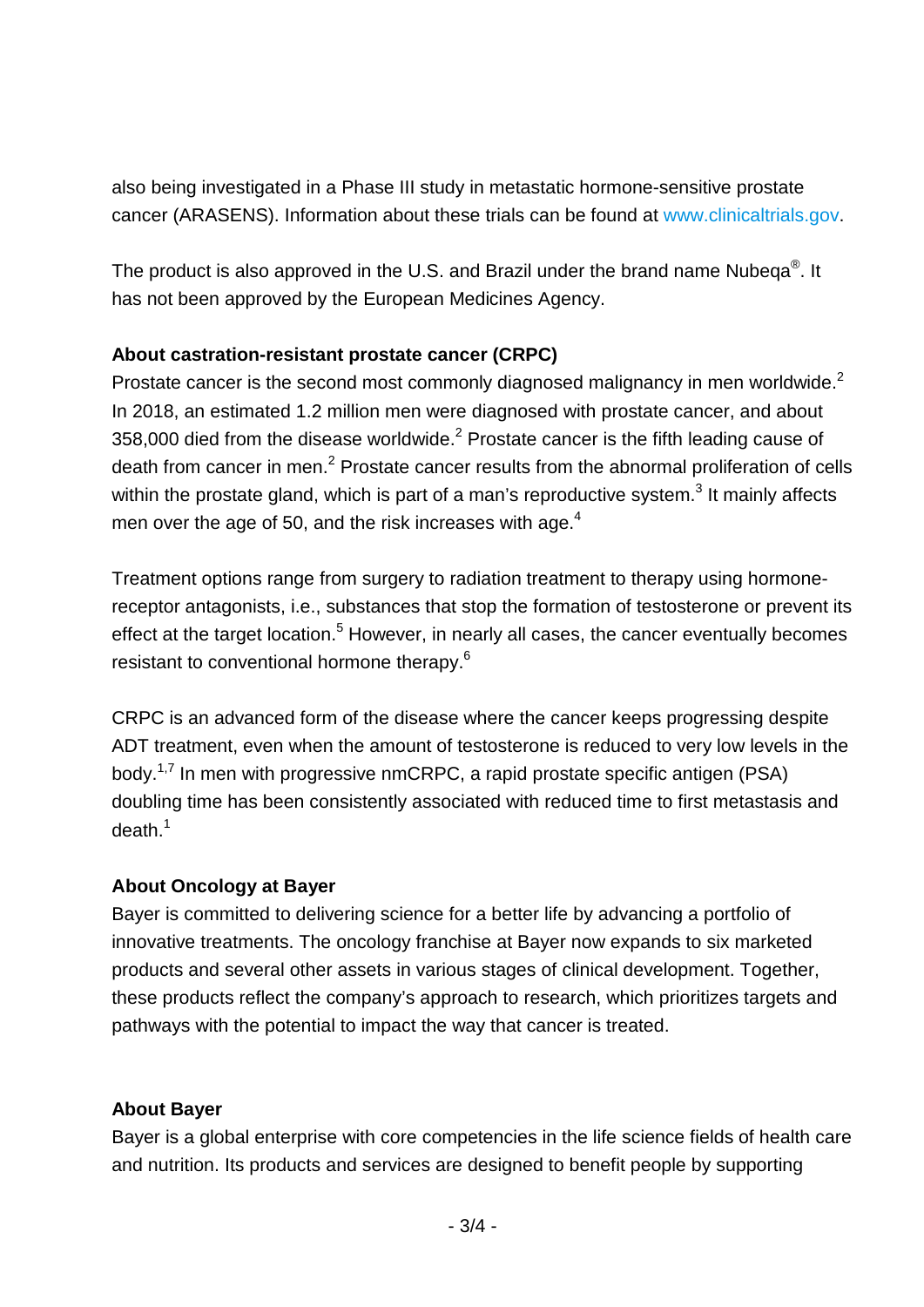also being investigated in a Phase III study in metastatic hormone-sensitive prostate cancer (ARASENS). Information about these trials can be found at www.clinicaltrials.gov.

The product is also approved in the U.S. and Brazil under the brand name Nubeqa®. It has not been approved by the European Medicines Agency.

**About castration-resistant prostate cancer (CRPC)**

Prostate cancer is the second most commonly diagnosed malignancy in men worldwide.[2] In 2018, an estimated 1.2 million men were diagnosed with prostate cancer, and about 358,000 died from the disease worldwide.[2] Prostate cancer is the fifth leading cause of death from cancer in men.[2] Prostate cancer results from the abnormal proliferation of cells within the prostate gland, which is part of a man's reproductive system.[3] It mainly affects men over the age of 50, and the risk increases with age.[4]

Treatment options range from surgery to radiation treatment to therapy using hormone-receptor antagonists, i.e., substances that stop the formation of testosterone or prevent its effect at the target location.[5] However, in nearly all cases, the cancer eventually becomes resistant to conventional hormone therapy.[6]

CRPC is an advanced form of the disease where the cancer keeps progressing despite ADT treatment, even when the amount of testosterone is reduced to very low levels in the body.[1,7] In men with progressive nmCRPC, a rapid prostate specific antigen (PSA) doubling time has been consistently associated with reduced time to first metastasis and death.[1]

**About Oncology at Bayer**

Bayer is committed to delivering science for a better life by advancing a portfolio of innovative treatments. The oncology franchise at Bayer now expands to six marketed products and several other assets in various stages of clinical development. Together, these products reflect the company's approach to research, which prioritizes targets and pathways with the potential to impact the way that cancer is treated.

**About Bayer**

Bayer is a global enterprise with core competencies in the life science fields of health care and nutrition. Its products and services are designed to benefit people by supporting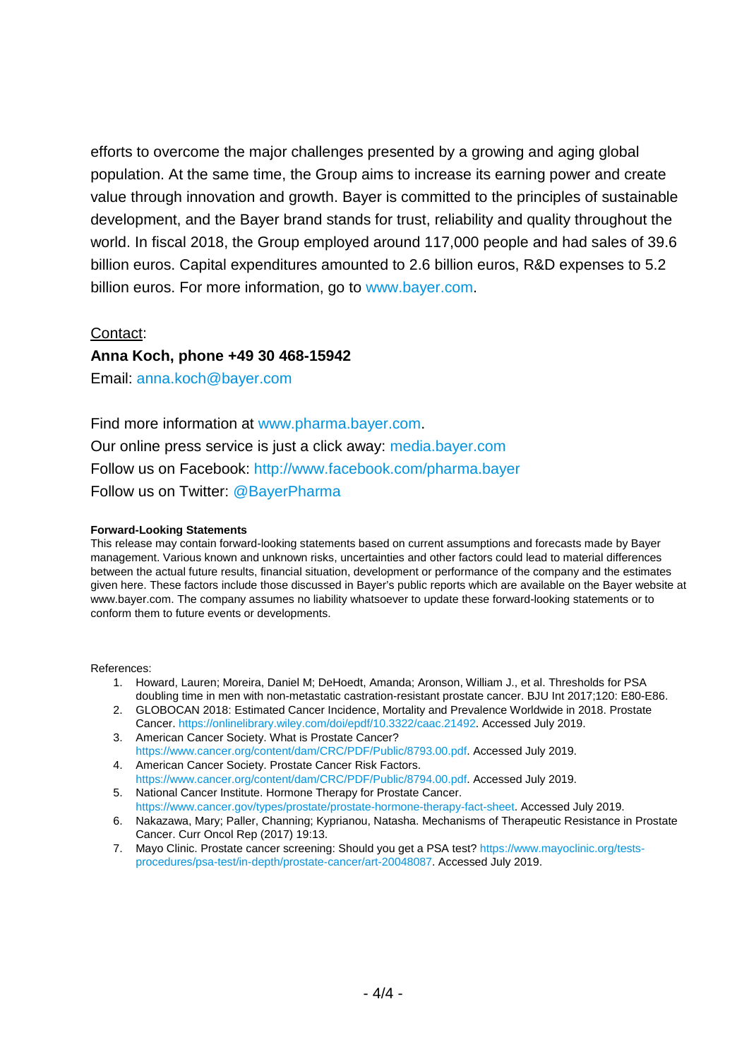efforts to overcome the major challenges presented by a growing and aging global population. At the same time, the Group aims to increase its earning power and create value through innovation and growth. Bayer is committed to the principles of sustainable development, and the Bayer brand stands for trust, reliability and quality throughout the world. In fiscal 2018, the Group employed around 117,000 people and had sales of 39.6 billion euros. Capital expenditures amounted to 2.6 billion euros, R&D expenses to 5.2 billion euros. For more information, go to www.bayer.com.

Contact:

**Anna Koch, phone +49 30 468-15942**

Email: anna.koch@bayer.com

Find more information at www.pharma.bayer.com.

Our online press service is just a click away: media.bayer.com

Follow us on Facebook: http://www.facebook.com/pharma.bayer

Follow us on Twitter: @BayerPharma

**Forward-Looking Statements**

This release may contain forward-looking statements based on current assumptions and forecasts made by Bayer management. Various known and unknown risks, uncertainties and other factors could lead to material differences between the actual future results, financial situation, development or performance of the company and the estimates given here. These factors include those discussed in Bayer's public reports which are available on the Bayer website at www.bayer.com. The company assumes no liability whatsoever to update these forward-looking statements or to conform them to future events or developments.

References:

1. Howard, Lauren; Moreira, Daniel M; DeHoedt, Amanda; Aronson, William J., et al. Thresholds for PSA doubling time in men with non-metastatic castration-resistant prostate cancer. BJU Int 2017;120: E80-E86.
2. GLOBOCAN 2018: Estimated Cancer Incidence, Mortality and Prevalence Worldwide in 2018. Prostate Cancer. https://onlinelibrary.wiley.com/doi/epdf/10.3322/caac.21492. Accessed July 2019.
3. American Cancer Society. What is Prostate Cancer? https://www.cancer.org/content/dam/CRC/PDF/Public/8793.00.pdf. Accessed July 2019.
4. American Cancer Society. Prostate Cancer Risk Factors. https://www.cancer.org/content/dam/CRC/PDF/Public/8794.00.pdf. Accessed July 2019.
5. National Cancer Institute. Hormone Therapy for Prostate Cancer. https://www.cancer.gov/types/prostate/prostate-hormone-therapy-fact-sheet. Accessed July 2019.
6. Nakazawa, Mary; Paller, Channing; Kyprianou, Natasha. Mechanisms of Therapeutic Resistance in Prostate Cancer. Curr Oncol Rep (2017) 19:13.
7. Mayo Clinic. Prostate cancer screening: Should you get a PSA test? https://www.mayoclinic.org/tests-procedures/psa-test/in-depth/prostate-cancer/art-20048087. Accessed July 2019.